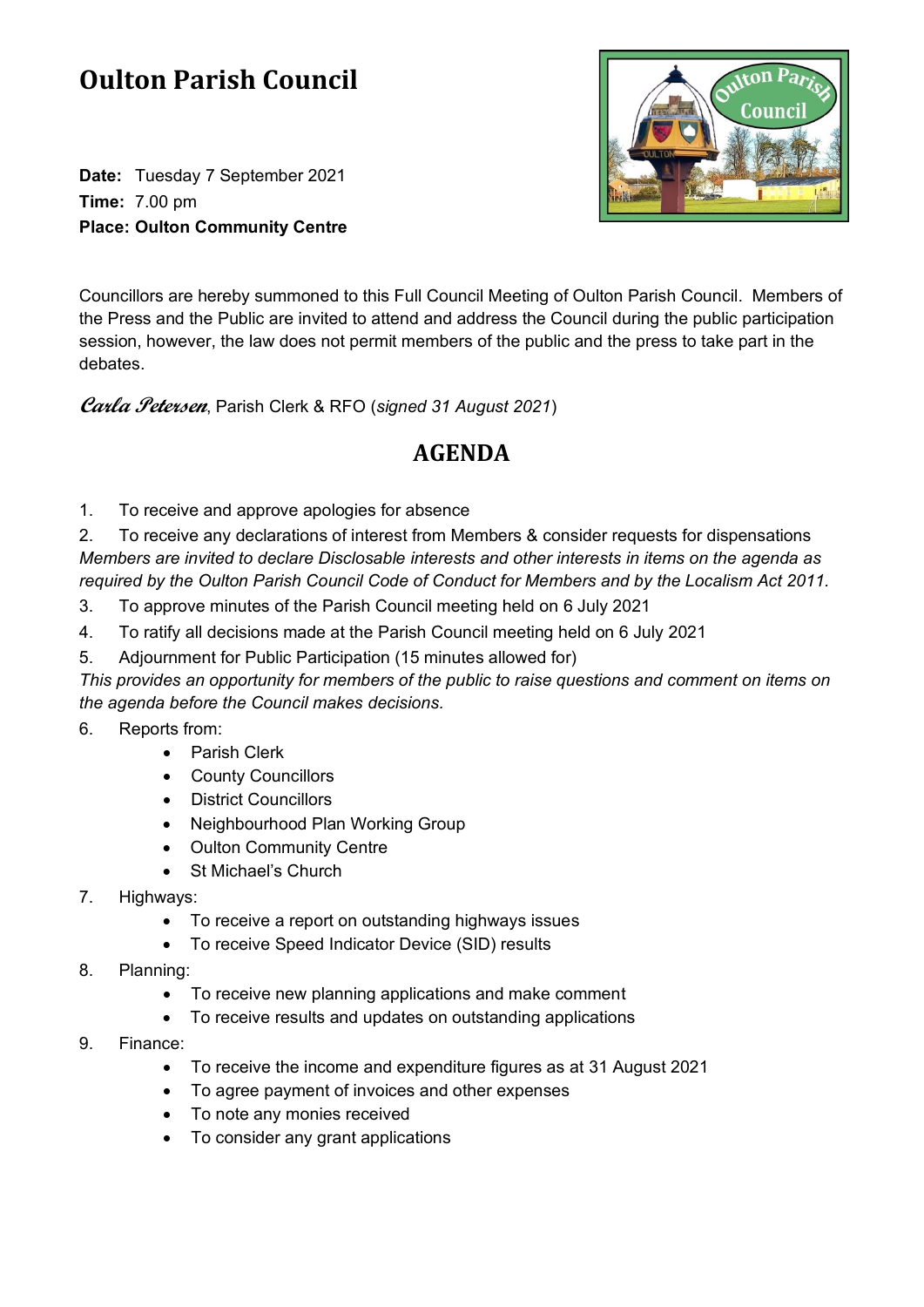# Oulton Parish Council

**Date:** Tuesday 7 September 2021
**Time:** 7.00 pm
**Place: Oulton Community Centre**

Councillors are hereby summoned to this Full Council Meeting of Oulton Parish Council. Members of the Press and the Public are invited to attend and address the Council during the public participation session, however, the law does not permit members of the public and the press to take part in the debates.

*Carla Petersen*, Parish Clerk & RFO (*signed 31 August 2021*)

## AGENDA

1. To receive and approve apologies for absence
2. To receive any declarations of interest from Members & consider requests for dispensations

*Members are invited to declare Disclosable interests and other interests in items on the agenda as required by the Oulton Parish Council Code of Conduct for Members and by the Localism Act 2011.*

3. To approve minutes of the Parish Council meeting held on 6 July 2021
4. To ratify all decisions made at the Parish Council meeting held on 6 July 2021
5. Adjournment for Public Participation (15 minutes allowed for)

*This provides an opportunity for members of the public to raise questions and comment on items on the agenda before the Council makes decisions.*

6. Reports from:
   - Parish Clerk
   - County Councillors
   - District Councillors
   - Neighbourhood Plan Working Group
   - Oulton Community Centre
   - St Michael's Church
7. Highways:
   - To receive a report on outstanding highways issues
   - To receive Speed Indicator Device (SID) results
8. Planning:
   - To receive new planning applications and make comment
   - To receive results and updates on outstanding applications
9. Finance:
   - To receive the income and expenditure figures as at 31 August 2021
   - To agree payment of invoices and other expenses
   - To note any monies received
   - To consider any grant applications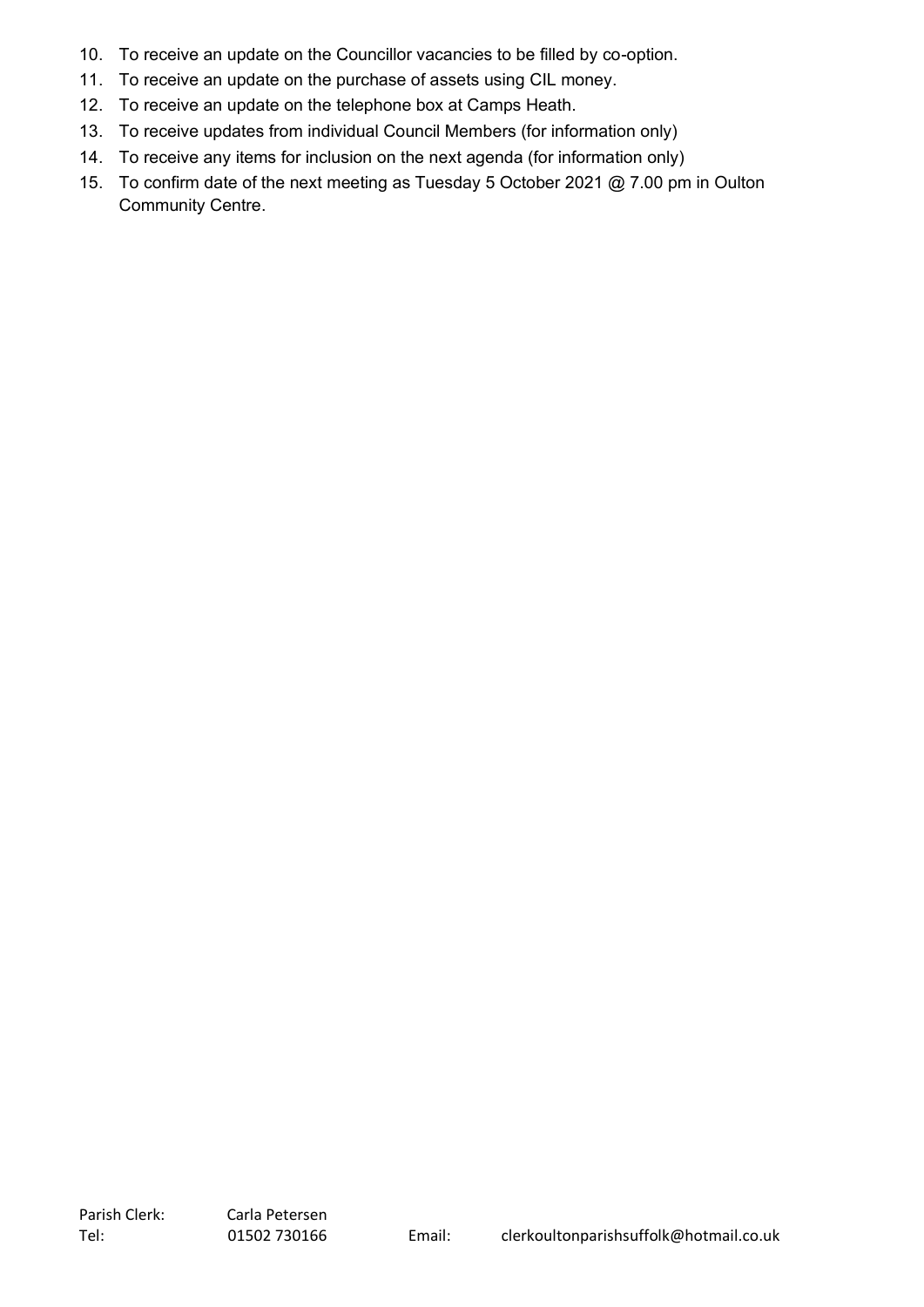10. To receive an update on the Councillor vacancies to be filled by co-option.
11. To receive an update on the purchase of assets using CIL money.
12. To receive an update on the telephone box at Camps Heath.
13. To receive updates from individual Council Members (for information only)
14. To receive any items for inclusion on the next agenda (for information only)
15. To confirm date of the next meeting as Tuesday 5 October 2021 @ 7.00 pm in Oulton Community Centre.

Parish Clerk: Carla Petersen
Tel: 01502 730166 Email: clerkoultonparishsuffolk@hotmail.co.uk